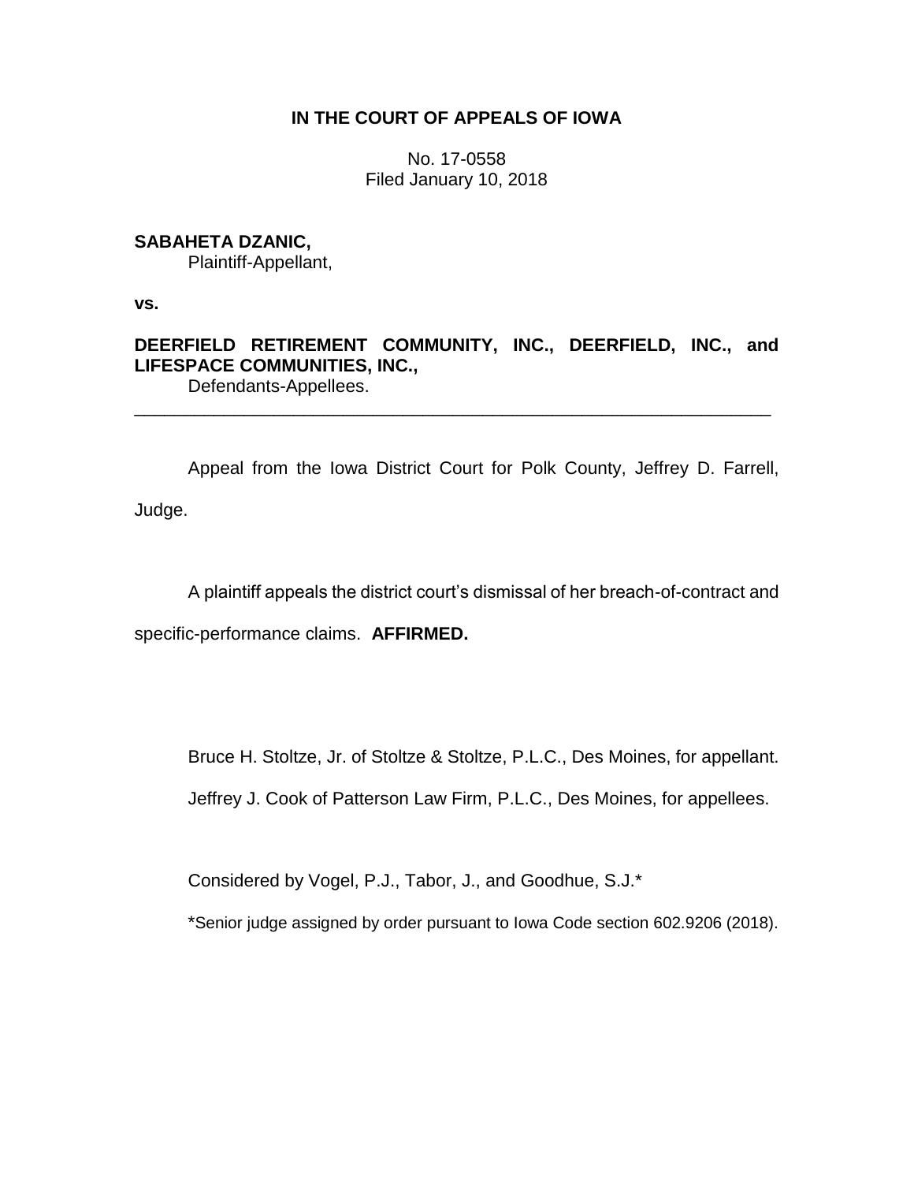**IN THE COURT OF APPEALS OF IOWA**

No. 17-0558
Filed January 10, 2018

**SABAHETA DZANIC,**
Plaintiff-Appellant,

**vs.**

**DEERFIELD RETIREMENT COMMUNITY, INC., DEERFIELD, INC., and LIFESPACE COMMUNITIES, INC.,**
Defendants-Appellees.

---

Appeal from the Iowa District Court for Polk County, Jeffrey D. Farrell, Judge.

A plaintiff appeals the district court's dismissal of her breach-of-contract and specific-performance claims. **AFFIRMED.**

Bruce H. Stoltze, Jr. of Stoltze & Stoltze, P.L.C., Des Moines, for appellant.

Jeffrey J. Cook of Patterson Law Firm, P.L.C., Des Moines, for appellees.

Considered by Vogel, P.J., Tabor, J., and Goodhue, S.J.*

*Senior judge assigned by order pursuant to Iowa Code section 602.9206 (2018).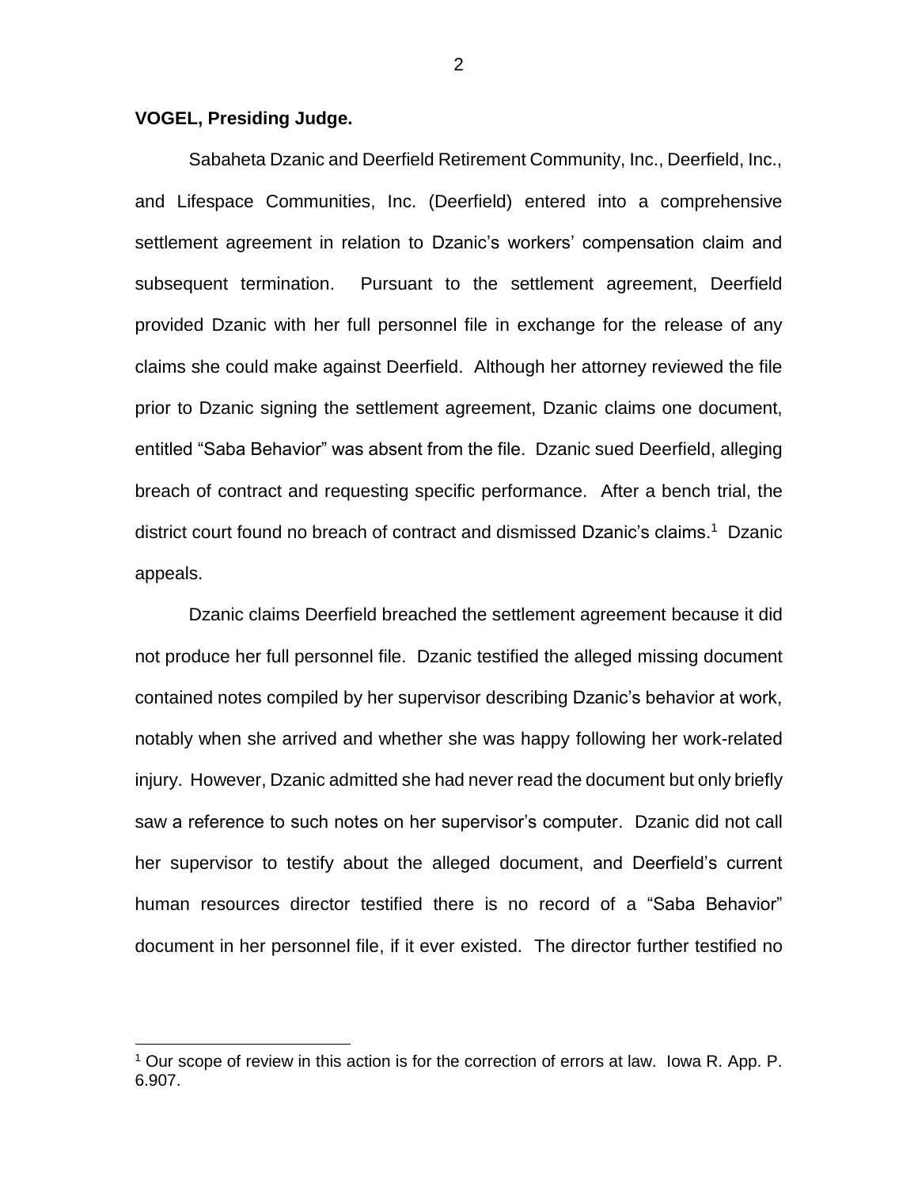**VOGEL, Presiding Judge.**

Sabaheta Dzanic and Deerfield Retirement Community, Inc., Deerfield, Inc., and Lifespace Communities, Inc. (Deerfield) entered into a comprehensive settlement agreement in relation to Dzanic's workers' compensation claim and subsequent termination. Pursuant to the settlement agreement, Deerfield provided Dzanic with her full personnel file in exchange for the release of any claims she could make against Deerfield. Although her attorney reviewed the file prior to Dzanic signing the settlement agreement, Dzanic claims one document, entitled "Saba Behavior" was absent from the file. Dzanic sued Deerfield, alleging breach of contract and requesting specific performance. After a bench trial, the district court found no breach of contract and dismissed Dzanic's claims.[1] Dzanic appeals.

Dzanic claims Deerfield breached the settlement agreement because it did not produce her full personnel file. Dzanic testified the alleged missing document contained notes compiled by her supervisor describing Dzanic's behavior at work, notably when she arrived and whether she was happy following her work-related injury. However, Dzanic admitted she had never read the document but only briefly saw a reference to such notes on her supervisor's computer. Dzanic did not call her supervisor to testify about the alleged document, and Deerfield's current human resources director testified there is no record of a "Saba Behavior" document in her personnel file, if it ever existed. The director further testified no

[1] Our scope of review in this action is for the correction of errors at law. Iowa R. App. P. 6.907.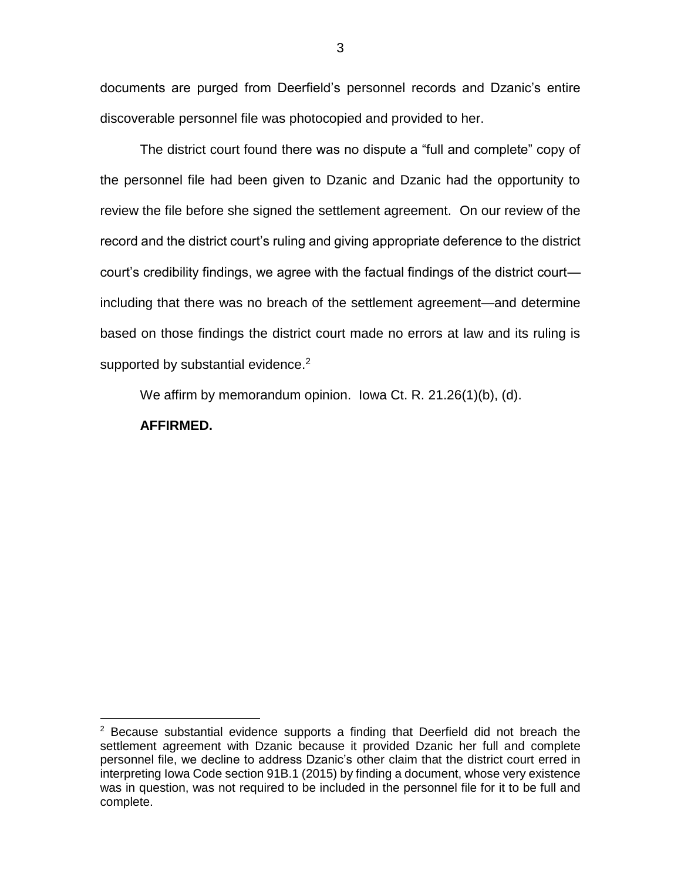documents are purged from Deerfield's personnel records and Dzanic's entire discoverable personnel file was photocopied and provided to her.

The district court found there was no dispute a "full and complete" copy of the personnel file had been given to Dzanic and Dzanic had the opportunity to review the file before she signed the settlement agreement. On our review of the record and the district court's ruling and giving appropriate deference to the district court's credibility findings, we agree with the factual findings of the district court—including that there was no breach of the settlement agreement—and determine based on those findings the district court made no errors at law and its ruling is supported by substantial evidence.[2]

We affirm by memorandum opinion. Iowa Ct. R. 21.26(1)(b), (d).

**AFFIRMED.**

---

[2] Because substantial evidence supports a finding that Deerfield did not breach the settlement agreement with Dzanic because it provided Dzanic her full and complete personnel file, we decline to address Dzanic's other claim that the district court erred in interpreting Iowa Code section 91B.1 (2015) by finding a document, whose very existence was in question, was not required to be included in the personnel file for it to be full and complete.